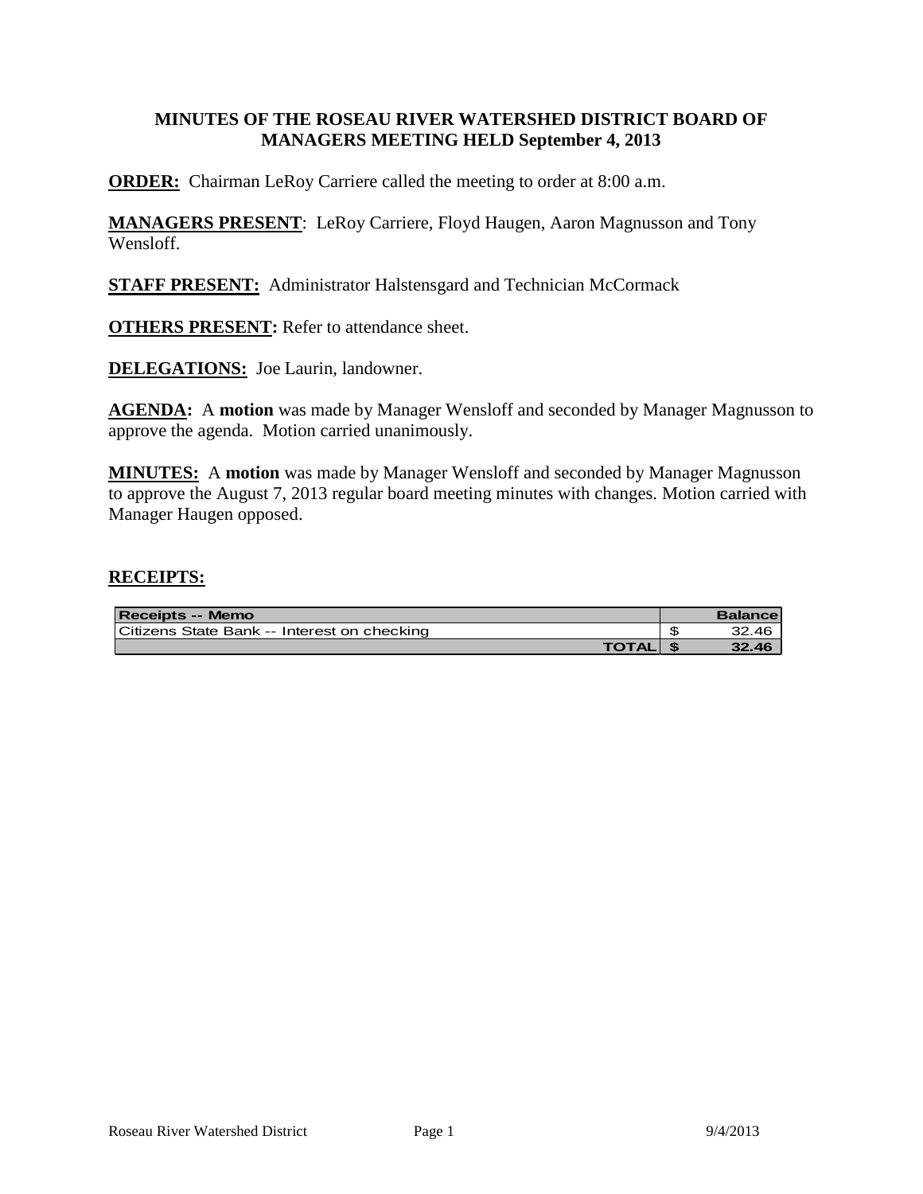# MINUTES OF THE ROSEAU RIVER WATERSHED DISTRICT BOARD OF MANAGERS MEETING HELD September 4, 2013

**ORDER:** Chairman LeRoy Carriere called the meeting to order at 8:00 a.m.

**MANAGERS PRESENT**: LeRoy Carriere, Floyd Haugen, Aaron Magnusson and Tony Wensloff.

**STAFF PRESENT:** Administrator Halstensgard and Technician McCormack

**OTHERS PRESENT:** Refer to attendance sheet.

**DELEGATIONS:** Joe Laurin, landowner.

**AGENDA:** A **motion** was made by Manager Wensloff and seconded by Manager Magnusson to approve the agenda. Motion carried unanimously.

**MINUTES:** A **motion** was made by Manager Wensloff and seconded by Manager Magnusson to approve the August 7, 2013 regular board meeting minutes with changes. Motion carried with Manager Haugen opposed.

**RECEIPTS:**

| Receipts -- Memo | Balance |
|---|---|
| Citizens State Bank -- Interest on checking | $ 32.46 |
| **TOTAL** | **$ 32.46** |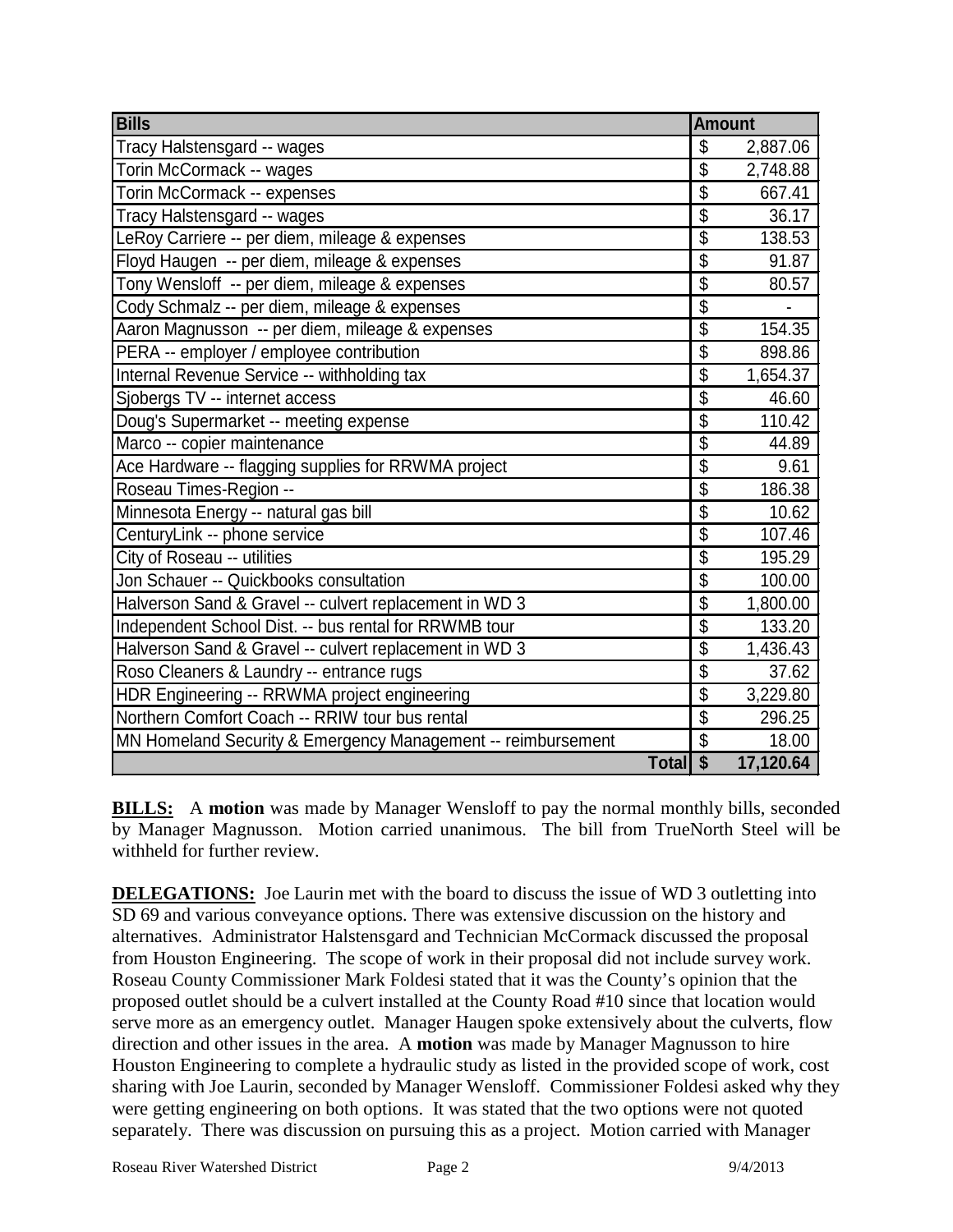| Bills | Amount |
|---|---|
| Tracy Halstensgard -- wages | $ 2,887.06 |
| Torin McCormack -- wages | $ 2,748.88 |
| Torin McCormack -- expenses | $ 667.41 |
| Tracy Halstensgard -- wages | $ 36.17 |
| LeRoy Carriere -- per diem, mileage & expenses | $ 138.53 |
| Floyd Haugen -- per diem, mileage & expenses | $ 91.87 |
| Tony Wensloff -- per diem, mileage & expenses | $ 80.57 |
| Cody Schmalz -- per diem, mileage & expenses | $ - |
| Aaron Magnusson -- per diem, mileage & expenses | $ 154.35 |
| PERA -- employer / employee contribution | $ 898.86 |
| Internal Revenue Service -- withholding tax | $ 1,654.37 |
| Sjobergs TV -- internet access | $ 46.60 |
| Doug's Supermarket -- meeting expense | $ 110.42 |
| Marco -- copier maintenance | $ 44.89 |
| Ace Hardware -- flagging supplies for RRWMA project | $ 9.61 |
| Roseau Times-Region -- | $ 186.38 |
| Minnesota Energy -- natural gas bill | $ 10.62 |
| CenturyLink -- phone service | $ 107.46 |
| City of Roseau -- utilities | $ 195.29 |
| Jon Schauer -- Quickbooks consultation | $ 100.00 |
| Halverson Sand & Gravel -- culvert replacement in WD 3 | $ 1,800.00 |
| Independent School Dist. -- bus rental for RRWMB tour | $ 133.20 |
| Halverson Sand & Gravel -- culvert replacement in WD 3 | $ 1,436.43 |
| Roso Cleaners & Laundry -- entrance rugs | $ 37.62 |
| HDR Engineering -- RRWMA project engineering | $ 3,229.80 |
| Northern Comfort Coach -- RRIW tour bus rental | $ 296.25 |
| MN Homeland Security & Emergency Management -- reimbursement | $ 18.00 |
| **Total** | **$ 17,120.64** |

**BILLS:** A **motion** was made by Manager Wensloff to pay the normal monthly bills, seconded by Manager Magnusson. Motion carried unanimous. The bill from TrueNorth Steel will be withheld for further review.

**DELEGATIONS:** Joe Laurin met with the board to discuss the issue of WD 3 outletting into SD 69 and various conveyance options. There was extensive discussion on the history and alternatives. Administrator Halstensgard and Technician McCormack discussed the proposal from Houston Engineering. The scope of work in their proposal did not include survey work. Roseau County Commissioner Mark Foldesi stated that it was the County's opinion that the proposed outlet should be a culvert installed at the County Road #10 since that location would serve more as an emergency outlet. Manager Haugen spoke extensively about the culverts, flow direction and other issues in the area. A **motion** was made by Manager Magnusson to hire Houston Engineering to complete a hydraulic study as listed in the provided scope of work, cost sharing with Joe Laurin, seconded by Manager Wensloff. Commissioner Foldesi asked why they were getting engineering on both options. It was stated that the two options were not quoted separately. There was discussion on pursuing this as a project. Motion carried with Manager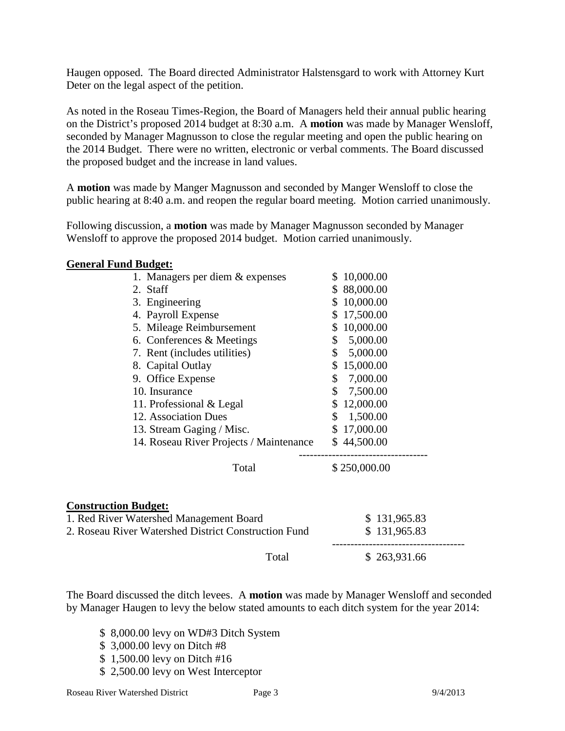Haugen opposed. The Board directed Administrator Halstensgard to work with Attorney Kurt Deter on the legal aspect of the petition.

As noted in the Roseau Times-Region, the Board of Managers held their annual public hearing on the District's proposed 2014 budget at 8:30 a.m. A **motion** was made by Manager Wensloff, seconded by Manager Magnusson to close the regular meeting and open the public hearing on the 2014 Budget. There were no written, electronic or verbal comments. The Board discussed the proposed budget and the increase in land values.

A **motion** was made by Manger Magnusson and seconded by Manger Wensloff to close the public hearing at 8:40 a.m. and reopen the regular board meeting. Motion carried unanimously.

Following discussion, a **motion** was made by Manager Magnusson seconded by Manager Wensloff to approve the proposed 2014 budget. Motion carried unanimously.

**General Fund Budget:**

| Item | Amount |
|---|---|
| 1. Managers per diem & expenses | $ 10,000.00 |
| 2. Staff | $ 88,000.00 |
| 3. Engineering | $ 10,000.00 |
| 4. Payroll Expense | $ 17,500.00 |
| 5. Mileage Reimbursement | $ 10,000.00 |
| 6. Conferences & Meetings | $ 5,000.00 |
| 7. Rent (includes utilities) | $ 5,000.00 |
| 8. Capital Outlay | $ 15,000.00 |
| 9. Office Expense | $ 7,000.00 |
| 10. Insurance | $ 7,500.00 |
| 11. Professional & Legal | $ 12,000.00 |
| 12. Association Dues | $ 1,500.00 |
| 13. Stream Gaging / Misc. | $ 17,000.00 |
| 14. Roseau River Projects / Maintenance | $ 44,500.00 |
| Total | $ 250,000.00 |

**Construction Budget:**

| Item | Amount |
|---|---|
| 1. Red River Watershed Management Board | $ 131,965.83 |
| 2. Roseau River Watershed District Construction Fund | $ 131,965.83 |
| Total | $ 263,931.66 |

The Board discussed the ditch levees. A **motion** was made by Manager Wensloff and seconded by Manager Haugen to levy the below stated amounts to each ditch system for the year 2014:

- $ 8,000.00 levy on WD#3 Ditch System
- $ 3,000.00 levy on Ditch #8
- $ 1,500.00 levy on Ditch #16
- $ 2,500.00 levy on West Interceptor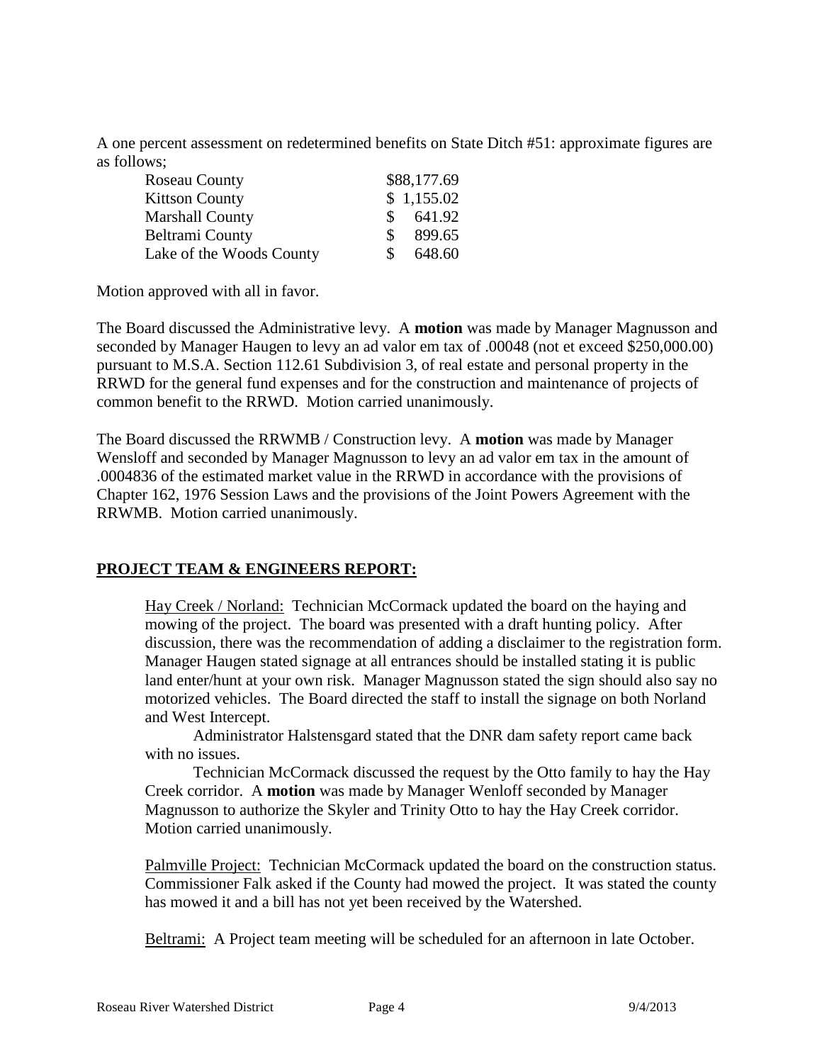A one percent assessment on redetermined benefits on State Ditch #51: approximate figures are as follows;

| | |
|---|---|
| Roseau County | $88,177.69 |
| Kittson County | $ 1,155.02 |
| Marshall County | $ 641.92 |
| Beltrami County | $ 899.65 |
| Lake of the Woods County | $ 648.60 |

Motion approved with all in favor.

The Board discussed the Administrative levy. A **motion** was made by Manager Magnusson and seconded by Manager Haugen to levy an ad valor em tax of .00048 (not et exceed $250,000.00) pursuant to M.S.A. Section 112.61 Subdivision 3, of real estate and personal property in the RRWD for the general fund expenses and for the construction and maintenance of projects of common benefit to the RRWD. Motion carried unanimously.

The Board discussed the RRWMB / Construction levy. A **motion** was made by Manager Wensloff and seconded by Manager Magnusson to levy an ad valor em tax in the amount of .0004836 of the estimated market value in the RRWD in accordance with the provisions of Chapter 162, 1976 Session Laws and the provisions of the Joint Powers Agreement with the RRWMB. Motion carried unanimously.

## PROJECT TEAM & ENGINEERS REPORT:

Hay Creek / Norland: Technician McCormack updated the board on the haying and mowing of the project. The board was presented with a draft hunting policy. After discussion, there was the recommendation of adding a disclaimer to the registration form. Manager Haugen stated signage at all entrances should be installed stating it is public land enter/hunt at your own risk. Manager Magnusson stated the sign should also say no motorized vehicles. The Board directed the staff to install the signage on both Norland and West Intercept.

Administrator Halstensgard stated that the DNR dam safety report came back with no issues.

Technician McCormack discussed the request by the Otto family to hay the Hay Creek corridor. A **motion** was made by Manager Wenloff seconded by Manager Magnusson to authorize the Skyler and Trinity Otto to hay the Hay Creek corridor. Motion carried unanimously.

Palmville Project: Technician McCormack updated the board on the construction status. Commissioner Falk asked if the County had mowed the project. It was stated the county has mowed it and a bill has not yet been received by the Watershed.

Beltrami: A Project team meeting will be scheduled for an afternoon in late October.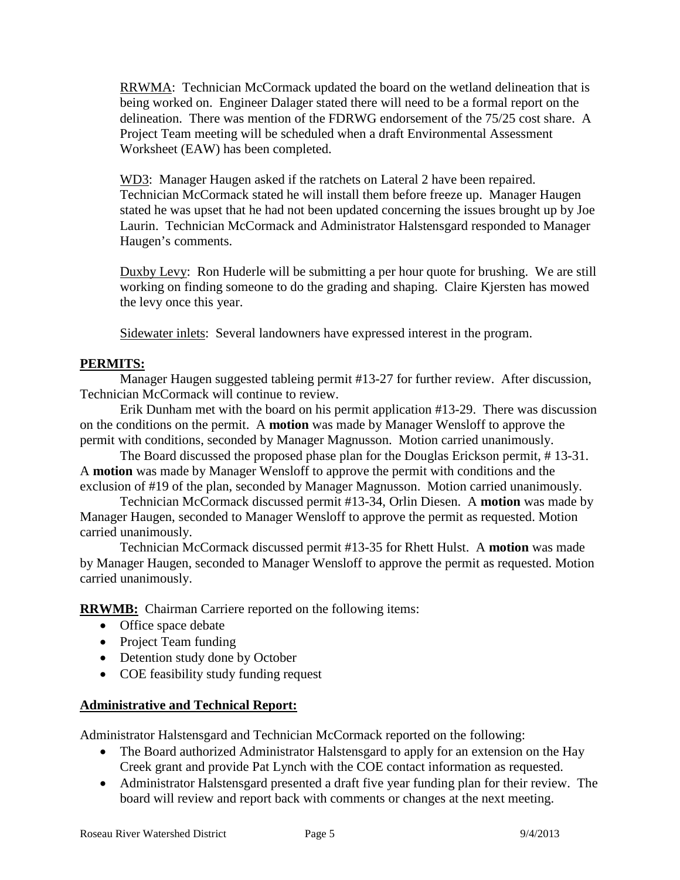RRWMA: Technician McCormack updated the board on the wetland delineation that is being worked on. Engineer Dalager stated there will need to be a formal report on the delineation. There was mention of the FDRWG endorsement of the 75/25 cost share. A Project Team meeting will be scheduled when a draft Environmental Assessment Worksheet (EAW) has been completed.

WD3: Manager Haugen asked if the ratchets on Lateral 2 have been repaired. Technician McCormack stated he will install them before freeze up. Manager Haugen stated he was upset that he had not been updated concerning the issues brought up by Joe Laurin. Technician McCormack and Administrator Halstensgard responded to Manager Haugen's comments.

Duxby Levy: Ron Huderle will be submitting a per hour quote for brushing. We are still working on finding someone to do the grading and shaping. Claire Kjersten has mowed the levy once this year.

Sidewater inlets: Several landowners have expressed interest in the program.

**PERMITS:**

Manager Haugen suggested tableing permit #13-27 for further review. After discussion, Technician McCormack will continue to review.

Erik Dunham met with the board on his permit application #13-29. There was discussion on the conditions on the permit. A **motion** was made by Manager Wensloff to approve the permit with conditions, seconded by Manager Magnusson. Motion carried unanimously.

The Board discussed the proposed phase plan for the Douglas Erickson permit, # 13-31. A **motion** was made by Manager Wensloff to approve the permit with conditions and the exclusion of #19 of the plan, seconded by Manager Magnusson. Motion carried unanimously.

Technician McCormack discussed permit #13-34, Orlin Diesen. A **motion** was made by Manager Haugen, seconded to Manager Wensloff to approve the permit as requested. Motion carried unanimously.

Technician McCormack discussed permit #13-35 for Rhett Hulst. A **motion** was made by Manager Haugen, seconded to Manager Wensloff to approve the permit as requested. Motion carried unanimously.

**RRWMB:** Chairman Carriere reported on the following items:

- Office space debate
- Project Team funding
- Detention study done by October
- COE feasibility study funding request

**Administrative and Technical Report:**

Administrator Halstensgard and Technician McCormack reported on the following:

- The Board authorized Administrator Halstensgard to apply for an extension on the Hay Creek grant and provide Pat Lynch with the COE contact information as requested.
- Administrator Halstensgard presented a draft five year funding plan for their review. The board will review and report back with comments or changes at the next meeting.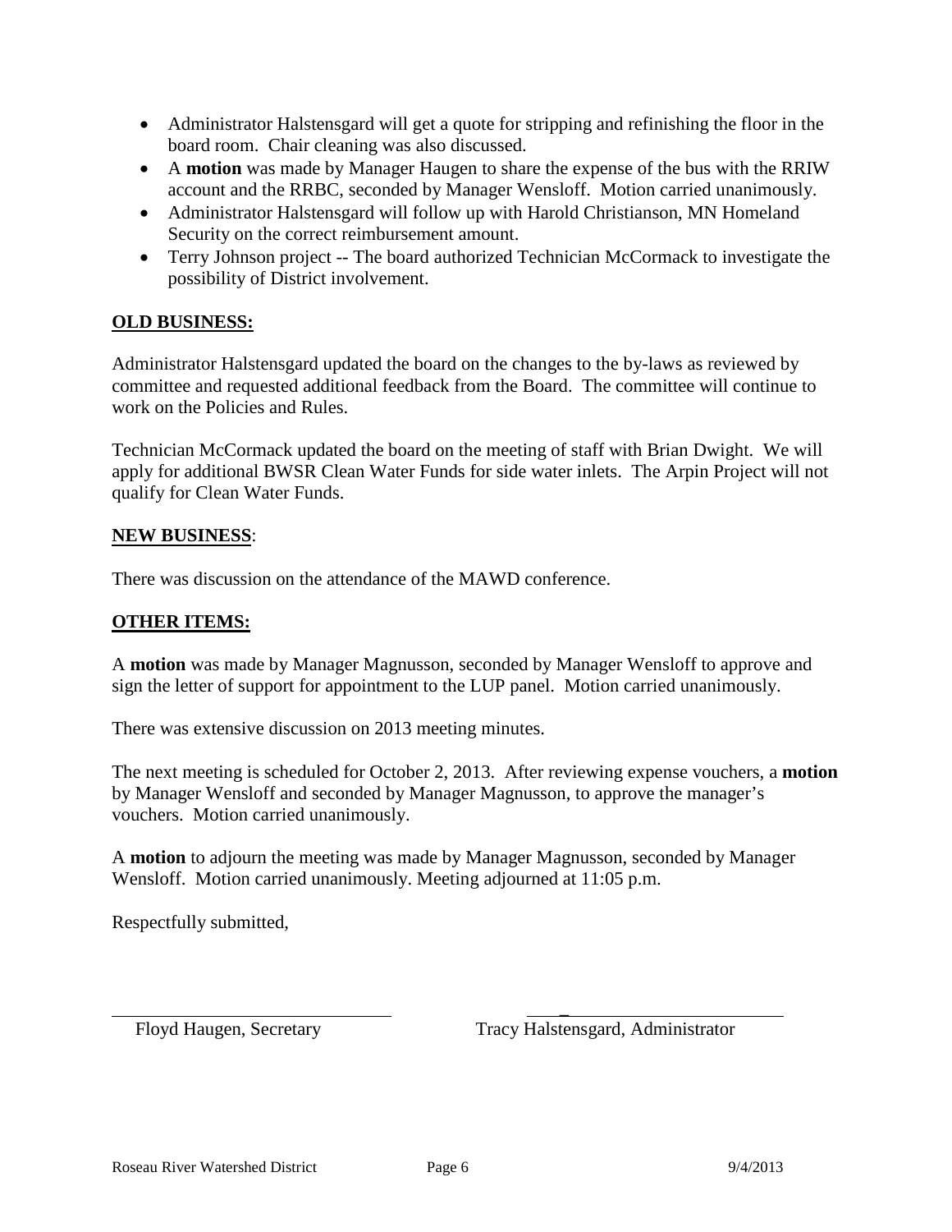- Administrator Halstensgard will get a quote for stripping and refinishing the floor in the board room. Chair cleaning was also discussed.
- A **motion** was made by Manager Haugen to share the expense of the bus with the RRIW account and the RRBC, seconded by Manager Wensloff. Motion carried unanimously.
- Administrator Halstensgard will follow up with Harold Christianson, MN Homeland Security on the correct reimbursement amount.
- Terry Johnson project -- The board authorized Technician McCormack to investigate the possibility of District involvement.

## OLD BUSINESS:

Administrator Halstensgard updated the board on the changes to the by-laws as reviewed by committee and requested additional feedback from the Board. The committee will continue to work on the Policies and Rules.

Technician McCormack updated the board on the meeting of staff with Brian Dwight. We will apply for additional BWSR Clean Water Funds for side water inlets. The Arpin Project will not qualify for Clean Water Funds.

## NEW BUSINESS:

There was discussion on the attendance of the MAWD conference.

## OTHER ITEMS:

A **motion** was made by Manager Magnusson, seconded by Manager Wensloff to approve and sign the letter of support for appointment to the LUP panel. Motion carried unanimously.

There was extensive discussion on 2013 meeting minutes.

The next meeting is scheduled for October 2, 2013. After reviewing expense vouchers, a **motion** by Manager Wensloff and seconded by Manager Magnusson, to approve the manager's vouchers. Motion carried unanimously.

A **motion** to adjourn the meeting was made by Manager Magnusson, seconded by Manager Wensloff. Motion carried unanimously. Meeting adjourned at 11:05 p.m.

Respectfully submitted,

Floyd Haugen, Secretary

Tracy Halstensgard, Administrator